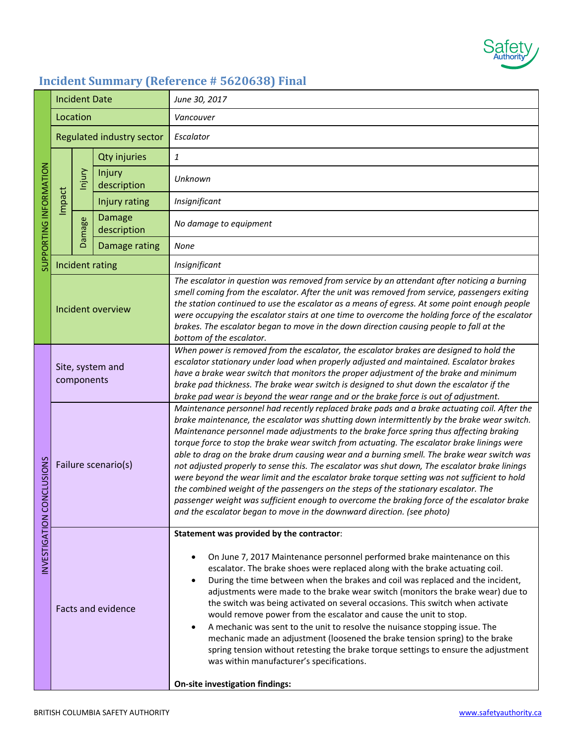# Incident Summary (Reference # 5620638) Final

| | | | | |
|---|---|---|---|---|
| SUPPORTING INFORMATION | Incident Date | | | *June 30, 2017* |
| | Location | | | *Vancouver* |
| | Regulated industry sector | | | *Escalator* |
| | Impact | Injury | Qty injuries | *1* |
| | | | Injury description | *Unknown* |
| | | | Injury rating | *Insignificant* |
| | | Damage | Damage description | *No damage to equipment* |
| | | | Damage rating | *None* |
| | Incident rating | | | *Insignificant* |
| | Incident overview | | | *The escalator in question was removed from service by an attendant after noticing a burning smell coming from the escalator. After the unit was removed from service, passengers exiting the station continued to use the escalator as a means of egress. At some point enough people were occupying the escalator stairs at one time to overcome the holding force of the escalator brakes. The escalator began to move in the down direction causing people to fall at the bottom of the escalator.* |
| INVESTIGATION CONCLUSIONS | Site, system and components | | | *When power is removed from the escalator, the escalator brakes are designed to hold the escalator stationary under load when properly adjusted and maintained. Escalator brakes have a brake wear switch that monitors the proper adjustment of the brake and minimum brake pad thickness. The brake wear switch is designed to shut down the escalator if the brake pad wear is beyond the wear range and or the brake force is out of adjustment.* |
| | Failure scenario(s) | | | *Maintenance personnel had recently replaced brake pads and a brake actuating coil. After the brake maintenance, the escalator was shutting down intermittently by the brake wear switch. Maintenance personnel made adjustments to the brake force spring thus affecting braking torque force to stop the brake wear switch from actuating. The escalator brake linings were able to drag on the brake drum causing wear and a burning smell. The brake wear switch was not adjusted properly to sense this. The escalator was shut down, The escalator brake linings were beyond the wear limit and the escalator brake torque setting was not sufficient to hold the combined weight of the passengers on the steps of the stationary escalator. The passenger weight was sufficient enough to overcome the braking force of the escalator brake and the escalator began to move in the downward direction. (see photo)* |
| | Facts and evidence | | | **Statement was provided by the contractor**:<br><br>• On June 7, 2017 Maintenance personnel performed brake maintenance on this escalator. The brake shoes were replaced along with the brake actuating coil.<br>• During the time between when the brakes and coil was replaced and the incident, adjustments were made to the brake wear switch (monitors the brake wear) due to the switch was being activated on several occasions. This switch when activate would remove power from the escalator and cause the unit to stop.<br>• A mechanic was sent to the unit to resolve the nuisance stopping issue. The mechanic made an adjustment (loosened the brake tension spring) to the brake spring tension without retesting the brake torque settings to ensure the adjustment was within manufacturer's specifications.<br><br>**On-site investigation findings:** |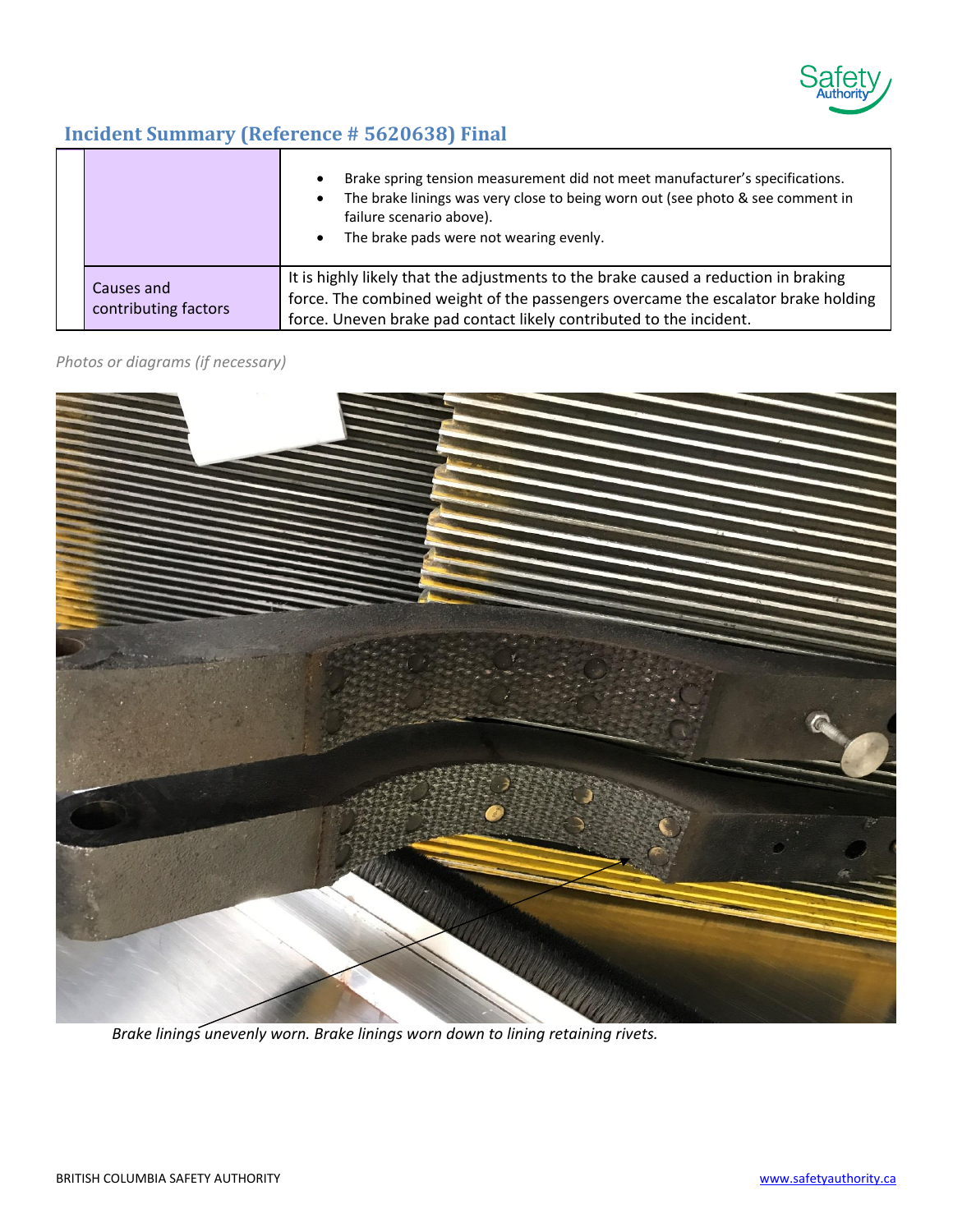## Incident Summary (Reference # 5620638) Final

| | | |
|---|---|---|
| | | • Brake spring tension measurement did not meet manufacturer's specifications.<br>• The brake linings was very close to being worn out (see photo & see comment in failure scenario above).<br>• The brake pads were not wearing evenly. |
| | Causes and contributing factors | It is highly likely that the adjustments to the brake caused a reduction in braking force. The combined weight of the passengers overcame the escalator brake holding force. Uneven brake pad contact likely contributed to the incident. |

*Photos or diagrams (if necessary)*

*Brake linings unevenly worn. Brake linings worn down to lining retaining rivets.*